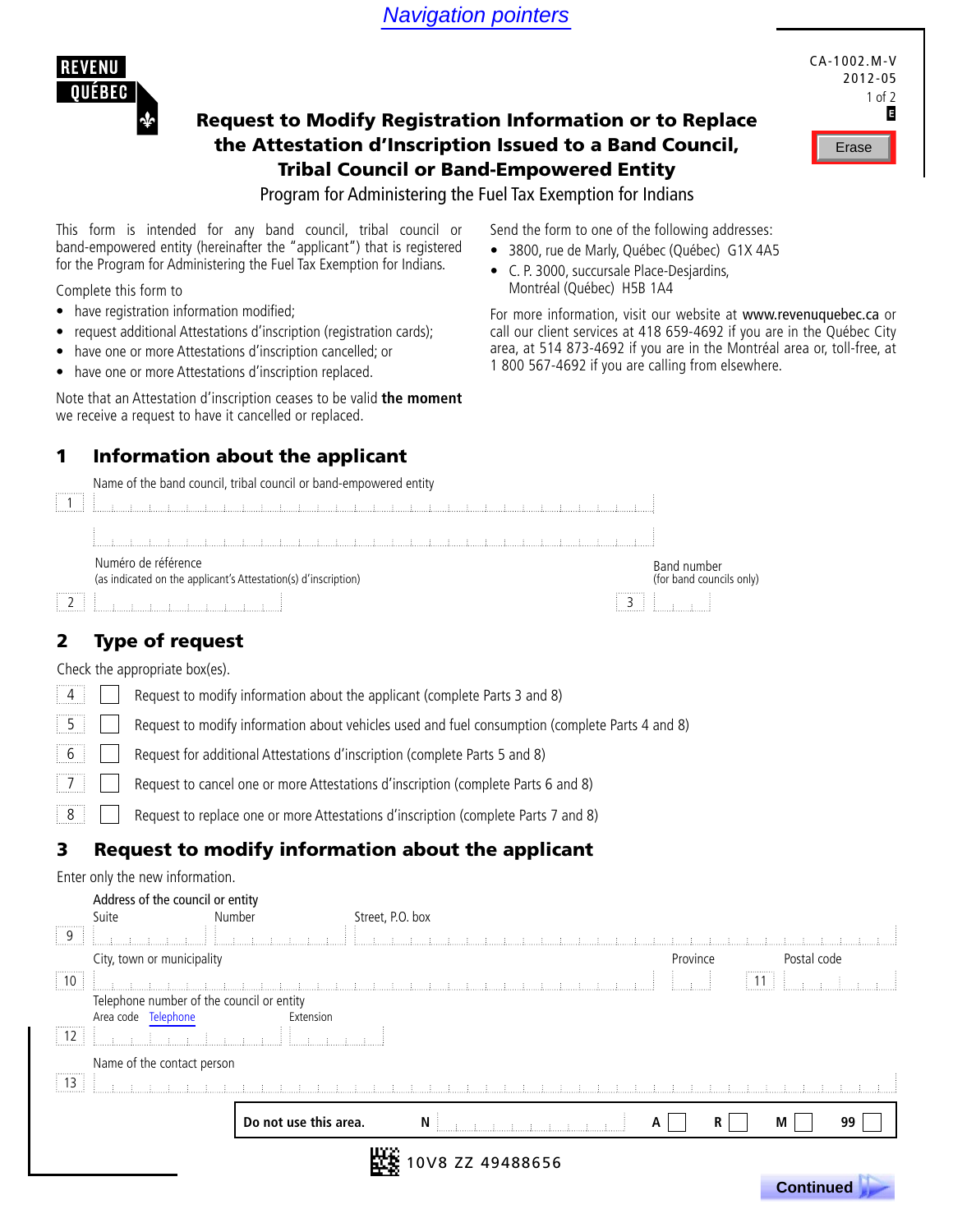Navigation pointers

REVENU QUÉBEC

CA-1002.M-V
2012-05

Erase

# Request to Modify Registration Information or to Replace the Attestation d'inscription Issued to a Band Council, Tribal Council or Band-Empowered Entity

Program for Administering the Fuel Tax Exemption for Indians

This form is intended for any band council, tribal council or band-empowered entity (hereinafter the "applicant") that is registered for the Program for Administering the Fuel Tax Exemption for Indians.

Complete this form to

- have registration information modified;
- request additional Attestations d'inscription (registration cards);
- have one or more Attestations d'inscription cancelled; or
- have one or more Attestations d'inscription replaced.

Note that an Attestation d'inscription ceases to be valid **the moment** we receive a request to have it cancelled or replaced.

Send the form to one of the following addresses:

- 3800, rue de Marly, Québec (Québec) G1X 4A5
- C. P. 3000, succursale Place-Desjardins, Montréal (Québec) H5B 1A4

For more information, visit our website at www.revenuquebec.ca or call our client services at 418 659-4692 if you are in the Québec City area, at 514 873-4692 if you are in the Montréal area or, toll-free, at 1 800 567-4692 if you are calling from elsewhere.

## 1 Information about the applicant

Name of the band council, tribal council or band-empowered entity

1 ______________________________

Numéro de référence (as indicated on the applicant's Attestation(s) d'inscription)

2 ______________

Band number (for band councils only)

3 ______

## 2 Type of request

Check the appropriate box(es).

4 ☐ Request to modify information about the applicant (complete Parts 3 and 8)

5 ☐ Request to modify information about vehicles used and fuel consumption (complete Parts 4 and 8)

6 ☐ Request for additional Attestations d'inscription (complete Parts 5 and 8)

7 ☐ Request to cancel one or more Attestations d'inscription (complete Parts 6 and 8)

8 ☐ Request to replace one or more Attestations d'inscription (complete Parts 7 and 8)

## 3 Request to modify information about the applicant

Enter only the new information.

Address of the council or entity

9 Suite ______ Number ______ Street, P.O. box ______________________________

10 City, town or municipality ______________________ Province ______ 11 Postal code ______

Telephone number of the council or entity

12 Area code ______ Telephone ______________ Extension ______

Name of the contact person

13 ______________________________

| Do not use this area. | N | A ☐ | R ☐ | M ☐ | 99 ☐ |
|---|---|---|---|---|---|

10V8 ZZ 49488656

Continued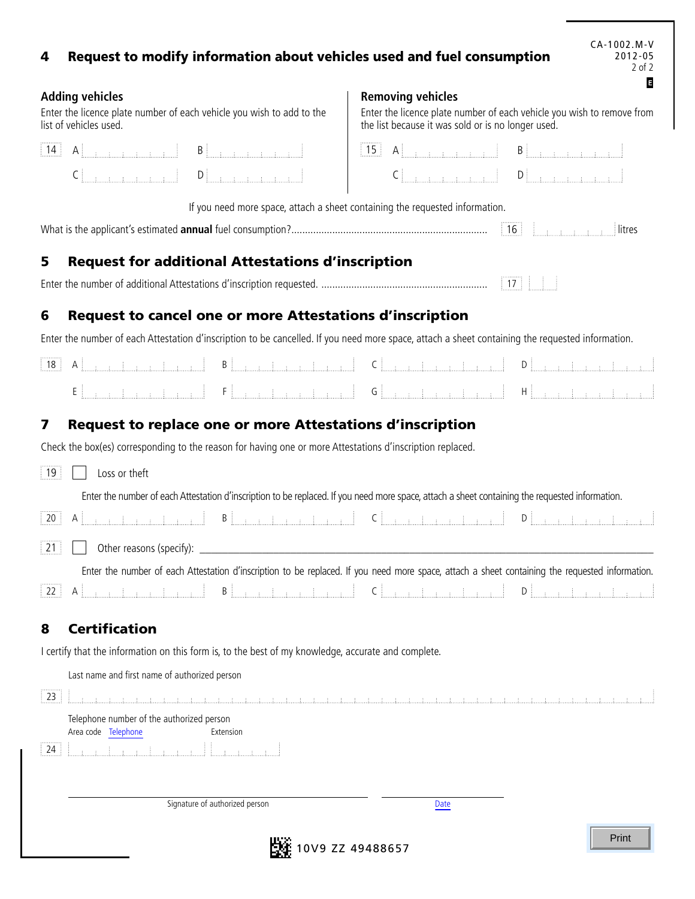CA-1002.M-V
2012-05

## 4 Request to modify information about vehicles used and fuel consumption

### Adding vehicles

Enter the licence plate number of each vehicle you wish to add to the list of vehicles used.

14 A ____ B ____

C ____ D ____

### Removing vehicles

Enter the licence plate number of each vehicle you wish to remove from the list because it was sold or is no longer used.

15 A ____ B ____

C ____ D ____

If you need more space, attach a sheet containing the requested information.

What is the applicant's estimated **annual** fuel consumption?........ 16 ____ litres

## 5 Request for additional Attestations d'inscription

Enter the number of additional Attestations d'inscription requested. ........ 17 ____

## 6 Request to cancel one or more Attestations d'inscription

Enter the number of each Attestation d'inscription to be cancelled. If you need more space, attach a sheet containing the requested information.

18 A ____ B ____ C ____ D ____

E ____ F ____ G ____ H ____

## 7 Request to replace one or more Attestations d'inscription

Check the box(es) corresponding to the reason for having one or more Attestations d'inscription replaced.

19 ☐ Loss or theft

Enter the number of each Attestation d'inscription to be replaced. If you need more space, attach a sheet containing the requested information.

20 A ____ B ____ C ____ D ____

21 ☐ Other reasons (specify): ____________________

Enter the number of each Attestation d'inscription to be replaced. If you need more space, attach a sheet containing the requested information.

22 A ____ B ____ C ____ D ____

## 8 Certification

I certify that the information on this form is, to the best of my knowledge, accurate and complete.

Last name and first name of authorized person

23 ____________________

Telephone number of the authorized person

Area code Telephone Extension

24 ____ ____

Signature of authorized person ____________________ Date ____________

10V9 ZZ 49488657

Print